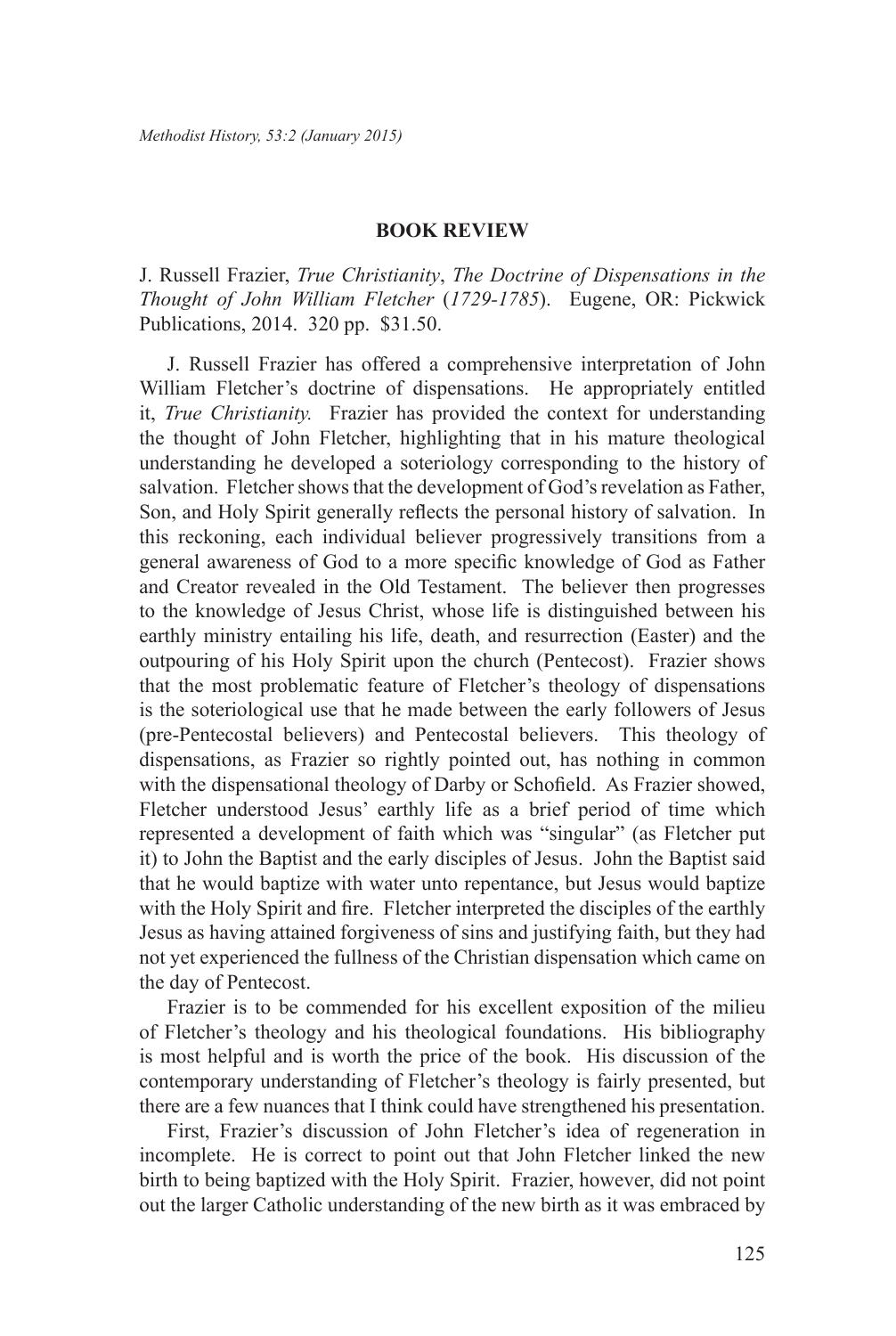## BOOK REVIEW

J. Russell Frazier, *True Christianity*, *The Doctrine of Dispensations in the Thought of John William Fletcher* (*1729-1785*). Eugene, OR: Pickwick Publications, 2014. 320 pp. $31.50.

J. Russell Frazier has offered a comprehensive interpretation of John William Fletcher's doctrine of dispensations. He appropriately entitled it, *True Christianity.* Frazier has provided the context for understanding the thought of John Fletcher, highlighting that in his mature theological understanding he developed a soteriology corresponding to the history of salvation. Fletcher shows that the development of God's revelation as Father, Son, and Holy Spirit generally reflects the personal history of salvation. In this reckoning, each individual believer progressively transitions from a general awareness of God to a more specific knowledge of God as Father and Creator revealed in the Old Testament. The believer then progresses to the knowledge of Jesus Christ, whose life is distinguished between his earthly ministry entailing his life, death, and resurrection (Easter) and the outpouring of his Holy Spirit upon the church (Pentecost). Frazier shows that the most problematic feature of Fletcher's theology of dispensations is the soteriological use that he made between the early followers of Jesus (pre-Pentecostal believers) and Pentecostal believers. This theology of dispensations, as Frazier so rightly pointed out, has nothing in common with the dispensational theology of Darby or Schofield. As Frazier showed, Fletcher understood Jesus' earthly life as a brief period of time which represented a development of faith which was "singular" (as Fletcher put it) to John the Baptist and the early disciples of Jesus. John the Baptist said that he would baptize with water unto repentance, but Jesus would baptize with the Holy Spirit and fire. Fletcher interpreted the disciples of the earthly Jesus as having attained forgiveness of sins and justifying faith, but they had not yet experienced the fullness of the Christian dispensation which came on the day of Pentecost.

Frazier is to be commended for his excellent exposition of the milieu of Fletcher's theology and his theological foundations. His bibliography is most helpful and is worth the price of the book. His discussion of the contemporary understanding of Fletcher's theology is fairly presented, but there are a few nuances that I think could have strengthened his presentation.

First, Frazier's discussion of John Fletcher's idea of regeneration in incomplete. He is correct to point out that John Fletcher linked the new birth to being baptized with the Holy Spirit. Frazier, however, did not point out the larger Catholic understanding of the new birth as it was embraced by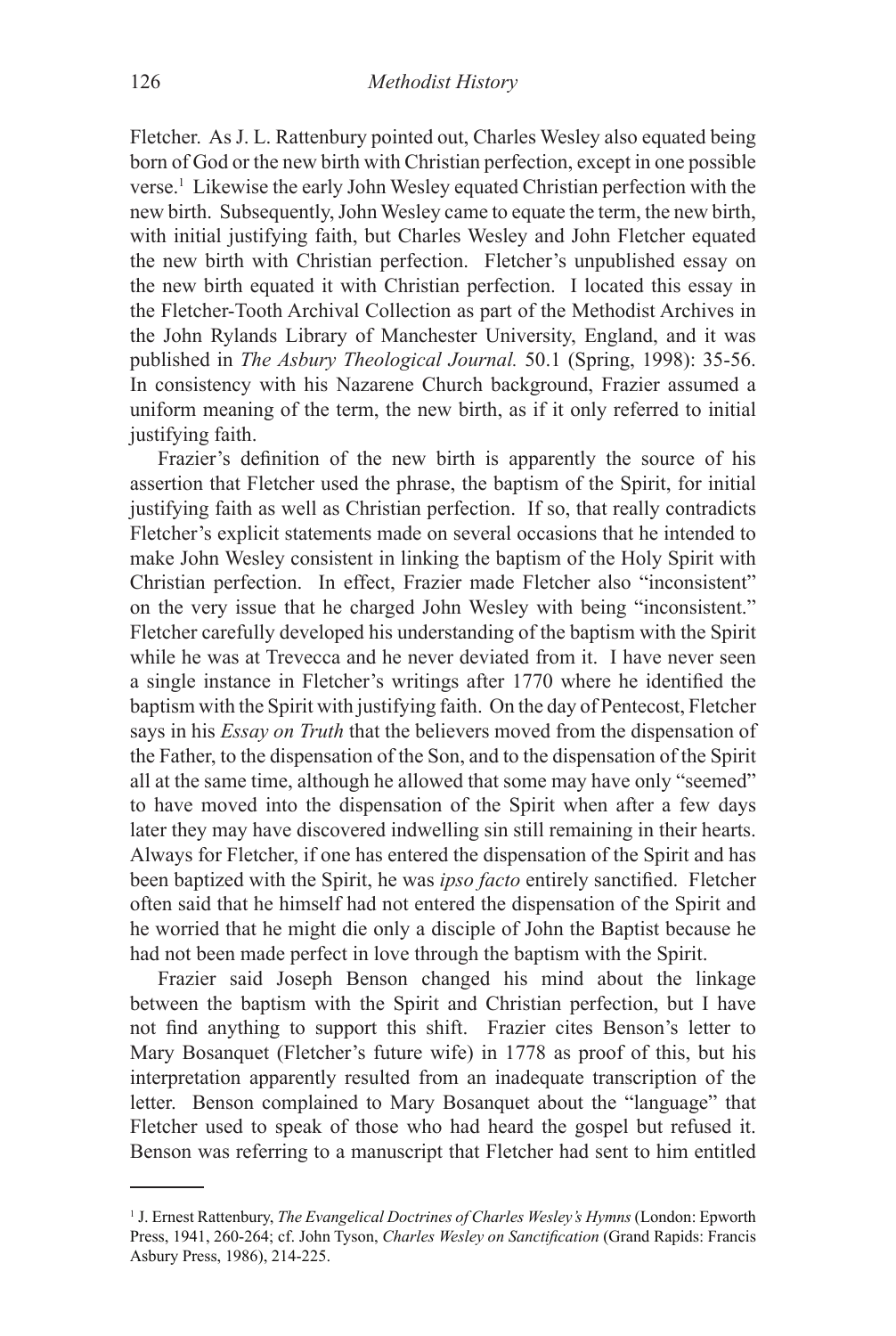Fletcher. As J. L. Rattenbury pointed out, Charles Wesley also equated being born of God or the new birth with Christian perfection, except in one possible verse.[1] Likewise the early John Wesley equated Christian perfection with the new birth. Subsequently, John Wesley came to equate the term, the new birth, with initial justifying faith, but Charles Wesley and John Fletcher equated the new birth with Christian perfection. Fletcher's unpublished essay on the new birth equated it with Christian perfection. I located this essay in the Fletcher-Tooth Archival Collection as part of the Methodist Archives in the John Rylands Library of Manchester University, England, and it was published in *The Asbury Theological Journal.* 50.1 (Spring, 1998): 35-56. In consistency with his Nazarene Church background, Frazier assumed a uniform meaning of the term, the new birth, as if it only referred to initial justifying faith.

Frazier's definition of the new birth is apparently the source of his assertion that Fletcher used the phrase, the baptism of the Spirit, for initial justifying faith as well as Christian perfection. If so, that really contradicts Fletcher's explicit statements made on several occasions that he intended to make John Wesley consistent in linking the baptism of the Holy Spirit with Christian perfection. In effect, Frazier made Fletcher also "inconsistent" on the very issue that he charged John Wesley with being "inconsistent." Fletcher carefully developed his understanding of the baptism with the Spirit while he was at Trevecca and he never deviated from it. I have never seen a single instance in Fletcher's writings after 1770 where he identified the baptism with the Spirit with justifying faith. On the day of Pentecost, Fletcher says in his *Essay on Truth* that the believers moved from the dispensation of the Father, to the dispensation of the Son, and to the dispensation of the Spirit all at the same time, although he allowed that some may have only "seemed" to have moved into the dispensation of the Spirit when after a few days later they may have discovered indwelling sin still remaining in their hearts. Always for Fletcher, if one has entered the dispensation of the Spirit and has been baptized with the Spirit, he was *ipso facto* entirely sanctified. Fletcher often said that he himself had not entered the dispensation of the Spirit and he worried that he might die only a disciple of John the Baptist because he had not been made perfect in love through the baptism with the Spirit.

Frazier said Joseph Benson changed his mind about the linkage between the baptism with the Spirit and Christian perfection, but I have not find anything to support this shift. Frazier cites Benson's letter to Mary Bosanquet (Fletcher's future wife) in 1778 as proof of this, but his interpretation apparently resulted from an inadequate transcription of the letter. Benson complained to Mary Bosanquet about the "language" that Fletcher used to speak of those who had heard the gospel but refused it. Benson was referring to a manuscript that Fletcher had sent to him entitled

---

[1] J. Ernest Rattenbury, *The Evangelical Doctrines of Charles Wesley's Hymns* (London: Epworth Press, 1941, 260-264; cf. John Tyson, *Charles Wesley on Sanctification* (Grand Rapids: Francis Asbury Press, 1986), 214-225.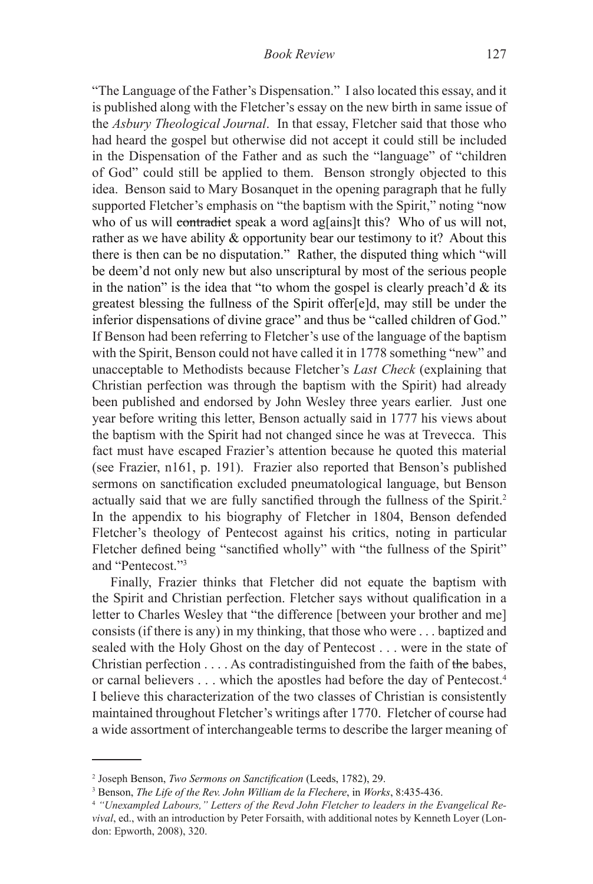"The Language of the Father's Dispensation." I also located this essay, and it is published along with the Fletcher's essay on the new birth in same issue of the *Asbury Theological Journal*. In that essay, Fletcher said that those who had heard the gospel but otherwise did not accept it could still be included in the Dispensation of the Father and as such the "language" of "children of God" could still be applied to them. Benson strongly objected to this idea. Benson said to Mary Bosanquet in the opening paragraph that he fully supported Fletcher's emphasis on "the baptism with the Spirit," noting "now who of us will ~~contradict~~ speak a word ag[ains]t this? Who of us will not, rather as we have ability & opportunity bear our testimony to it? About this there is then can be no disputation." Rather, the disputed thing which "will be deem'd not only new but also unscriptural by most of the serious people in the nation" is the idea that "to whom the gospel is clearly preach'd & its greatest blessing the fullness of the Spirit offer[e]d, may still be under the inferior dispensations of divine grace" and thus be "called children of God." If Benson had been referring to Fletcher's use of the language of the baptism with the Spirit, Benson could not have called it in 1778 something "new" and unacceptable to Methodists because Fletcher's *Last Check* (explaining that Christian perfection was through the baptism with the Spirit) had already been published and endorsed by John Wesley three years earlier. Just one year before writing this letter, Benson actually said in 1777 his views about the baptism with the Spirit had not changed since he was at Trevecca. This fact must have escaped Frazier's attention because he quoted this material (see Frazier, n161, p. 191). Frazier also reported that Benson's published sermons on sanctification excluded pneumatological language, but Benson actually said that we are fully sanctified through the fullness of the Spirit.[2] In the appendix to his biography of Fletcher in 1804, Benson defended Fletcher's theology of Pentecost against his critics, noting in particular Fletcher defined being "sanctified wholly" with "the fullness of the Spirit" and "Pentecost."[3]

Finally, Frazier thinks that Fletcher did not equate the baptism with the Spirit and Christian perfection. Fletcher says without qualification in a letter to Charles Wesley that "the difference [between your brother and me] consists (if there is any) in my thinking, that those who were . . . baptized and sealed with the Holy Ghost on the day of Pentecost . . . were in the state of Christian perfection . . . . As contradistinguished from the faith of ~~the~~ babes, or carnal believers . . . which the apostles had before the day of Pentecost.[4] I believe this characterization of the two classes of Christian is consistently maintained throughout Fletcher's writings after 1770. Fletcher of course had a wide assortment of interchangeable terms to describe the larger meaning of

---

[2] Joseph Benson, *Two Sermons on Sanctification* (Leeds, 1782), 29.

[3] Benson, *The Life of the Rev. John William de la Flechere*, in *Works*, 8:435-436.

[4] *"Unexampled Labours," Letters of the Revd John Fletcher to leaders in the Evangelical Revival*, ed., with an introduction by Peter Forsaith, with additional notes by Kenneth Loyer (London: Epworth, 2008), 320.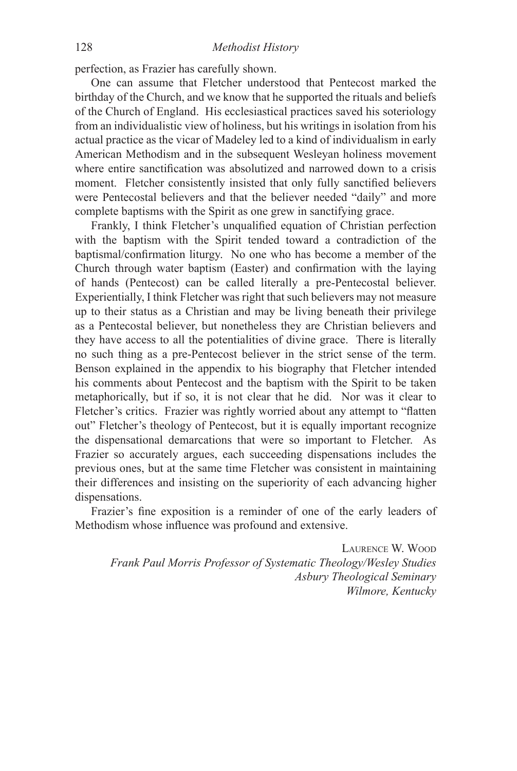perfection, as Frazier has carefully shown.

One can assume that Fletcher understood that Pentecost marked the birthday of the Church, and we know that he supported the rituals and beliefs of the Church of England. His ecclesiastical practices saved his soteriology from an individualistic view of holiness, but his writings in isolation from his actual practice as the vicar of Madeley led to a kind of individualism in early American Methodism and in the subsequent Wesleyan holiness movement where entire sanctification was absolutized and narrowed down to a crisis moment. Fletcher consistently insisted that only fully sanctified believers were Pentecostal believers and that the believer needed "daily" and more complete baptisms with the Spirit as one grew in sanctifying grace.

Frankly, I think Fletcher's unqualified equation of Christian perfection with the baptism with the Spirit tended toward a contradiction of the baptismal/confirmation liturgy. No one who has become a member of the Church through water baptism (Easter) and confirmation with the laying of hands (Pentecost) can be called literally a pre-Pentecostal believer. Experientially, I think Fletcher was right that such believers may not measure up to their status as a Christian and may be living beneath their privilege as a Pentecostal believer, but nonetheless they are Christian believers and they have access to all the potentialities of divine grace. There is literally no such thing as a pre-Pentecost believer in the strict sense of the term. Benson explained in the appendix to his biography that Fletcher intended his comments about Pentecost and the baptism with the Spirit to be taken metaphorically, but if so, it is not clear that he did. Nor was it clear to Fletcher's critics. Frazier was rightly worried about any attempt to "flatten out" Fletcher's theology of Pentecost, but it is equally important recognize the dispensational demarcations that were so important to Fletcher. As Frazier so accurately argues, each succeeding dispensations includes the previous ones, but at the same time Fletcher was consistent in maintaining their differences and insisting on the superiority of each advancing higher dispensations.

Frazier's fine exposition is a reminder of one of the early leaders of Methodism whose influence was profound and extensive.

Laurence W. Wood
*Frank Paul Morris Professor of Systematic Theology/Wesley Studies*
*Asbury Theological Seminary*
*Wilmore, Kentucky*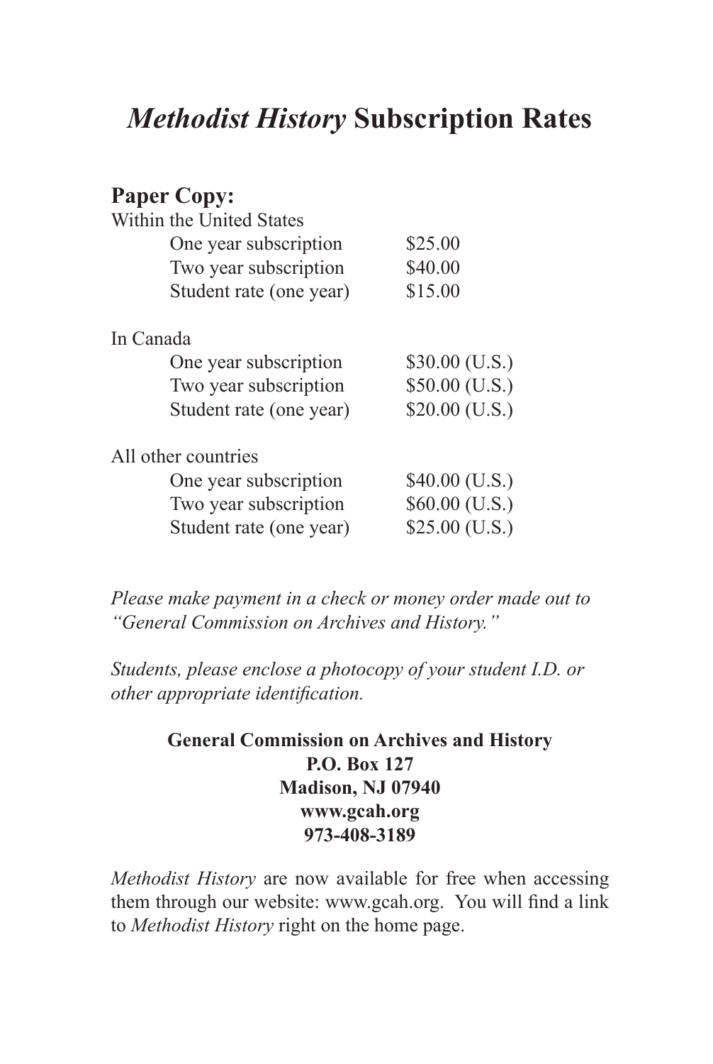# *Methodist History* Subscription Rates

## Paper Copy:

| | |
|---|---|
| **Within the United States** | |
| One year subscription | \$25.00 |
| Two year subscription | \$40.00 |
| Student rate (one year) | \$15.00 |
| **In Canada** | |
| One year subscription | \$30.00 (U.S.) |
| Two year subscription | \$50.00 (U.S.) |
| Student rate (one year) | \$20.00 (U.S.) |
| **All other countries** | |
| One year subscription | \$40.00 (U.S.) |
| Two year subscription | \$60.00 (U.S.) |
| Student rate (one year) | \$25.00 (U.S.) |

*Please make payment in a check or money order made out to "General Commission on Archives and History."*

*Students, please enclose a photocopy of your student I.D. or other appropriate identification.*

**General Commission on Archives and History**
**P.O. Box 127**
**Madison, NJ 07940**
**www.gcah.org**
**973-408-3189**

*Methodist History* are now available for free when accessing them through our website: www.gcah.org. You will find a link to *Methodist History* right on the home page.